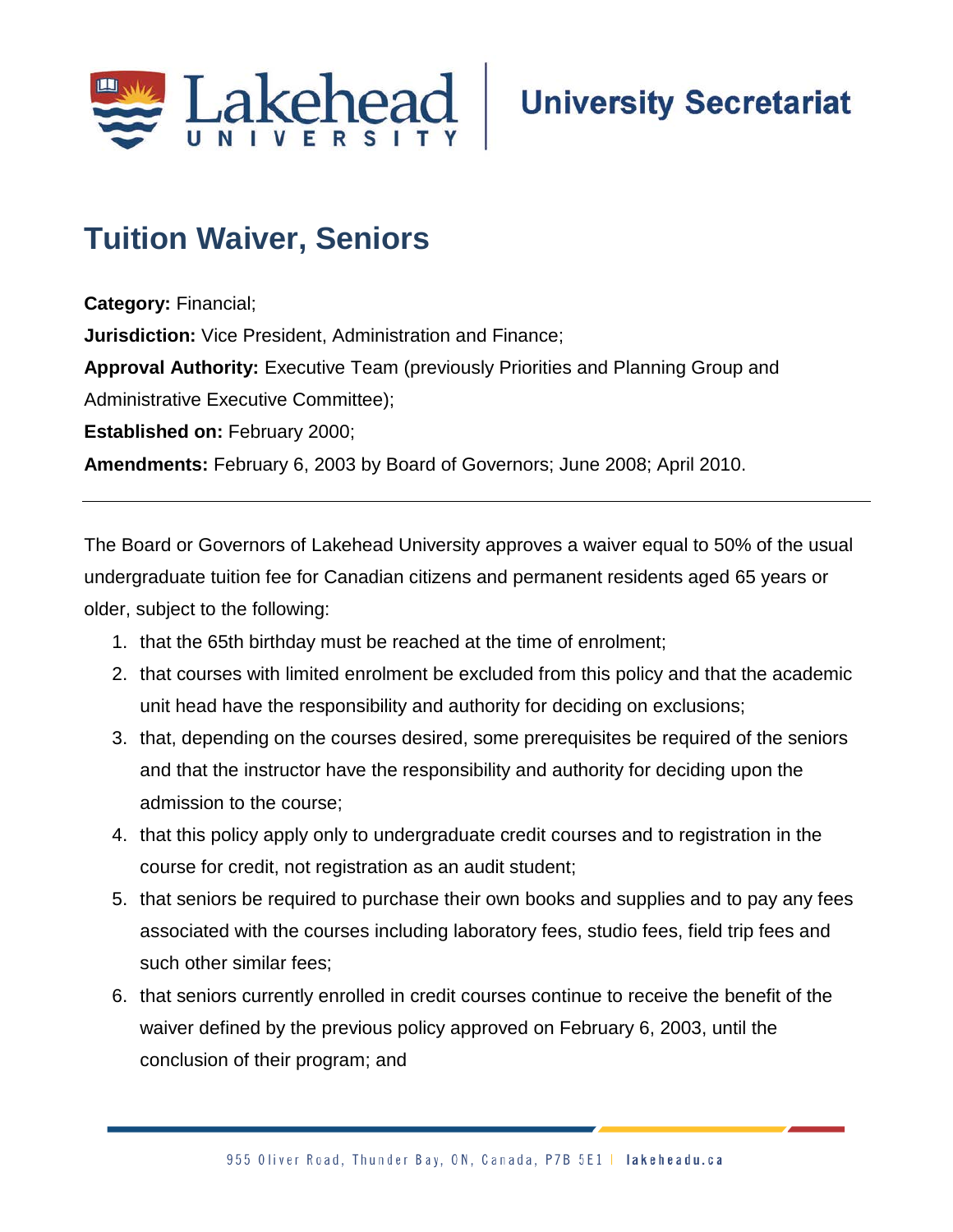University Secretariat

# Tuition Waiver, Seniors

**Category:** Financial;

**Jurisdiction:** Vice President, Administration and Finance;

**Approval Authority:** Executive Team (previously Priorities and Planning Group and Administrative Executive Committee);

**Established on:** February 2000;

**Amendments:** February 6, 2003 by Board of Governors; June 2008; April 2010.

---

The Board or Governors of Lakehead University approves a waiver equal to 50% of the usual undergraduate tuition fee for Canadian citizens and permanent residents aged 65 years or older, subject to the following:

1. that the 65th birthday must be reached at the time of enrolment;
2. that courses with limited enrolment be excluded from this policy and that the academic unit head have the responsibility and authority for deciding on exclusions;
3. that, depending on the courses desired, some prerequisites be required of the seniors and that the instructor have the responsibility and authority for deciding upon the admission to the course;
4. that this policy apply only to undergraduate credit courses and to registration in the course for credit, not registration as an audit student;
5. that seniors be required to purchase their own books and supplies and to pay any fees associated with the courses including laboratory fees, studio fees, field trip fees and such other similar fees;
6. that seniors currently enrolled in credit courses continue to receive the benefit of the waiver defined by the previous policy approved on February 6, 2003, until the conclusion of their program; and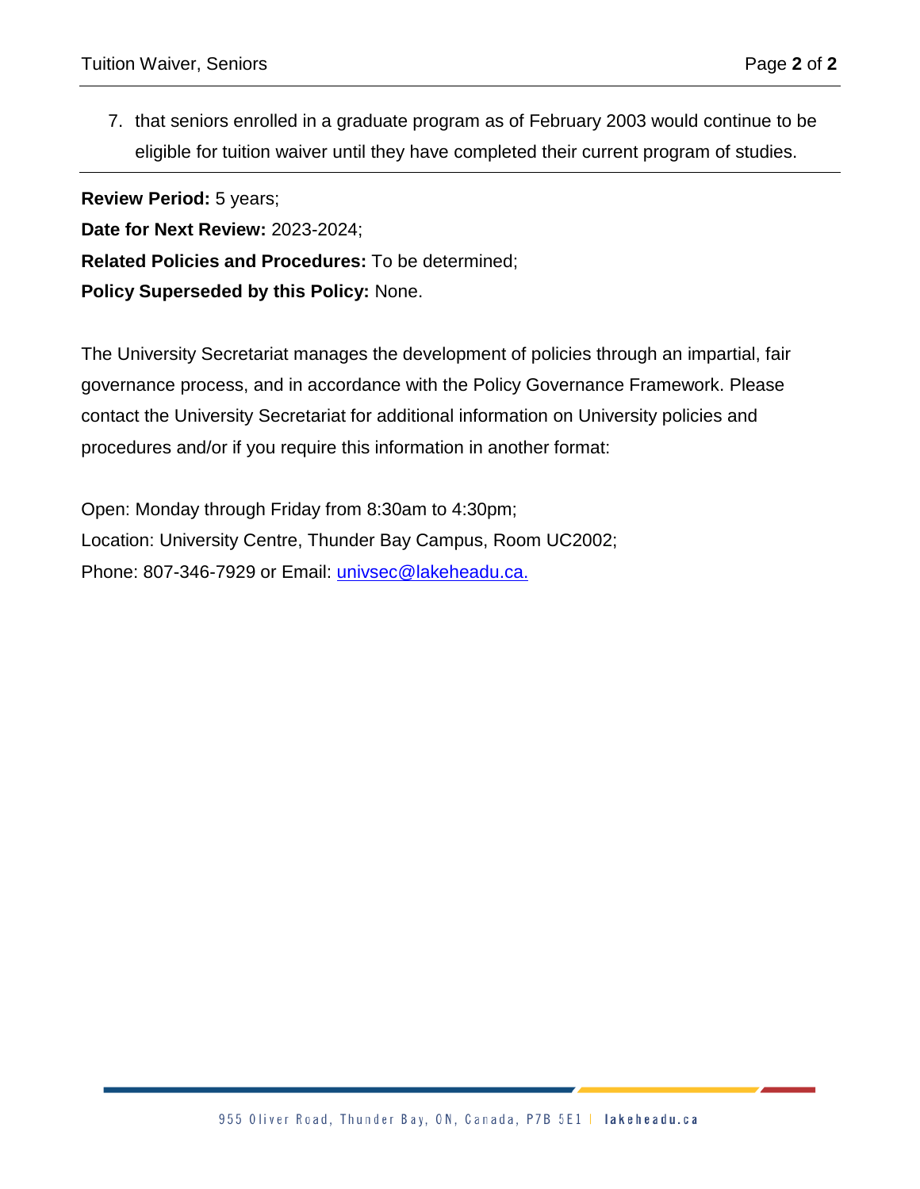7. that seniors enrolled in a graduate program as of February 2003 would continue to be eligible for tuition waiver until they have completed their current program of studies.

---

**Review Period:** 5 years;
**Date for Next Review:** 2023-2024;
**Related Policies and Procedures:** To be determined;
**Policy Superseded by this Policy:** None.

The University Secretariat manages the development of policies through an impartial, fair governance process, and in accordance with the Policy Governance Framework. Please contact the University Secretariat for additional information on University policies and procedures and/or if you require this information in another format:

Open: Monday through Friday from 8:30am to 4:30pm;
Location: University Centre, Thunder Bay Campus, Room UC2002;
Phone: 807-346-7929 or Email: univsec@lakeheadu.ca.